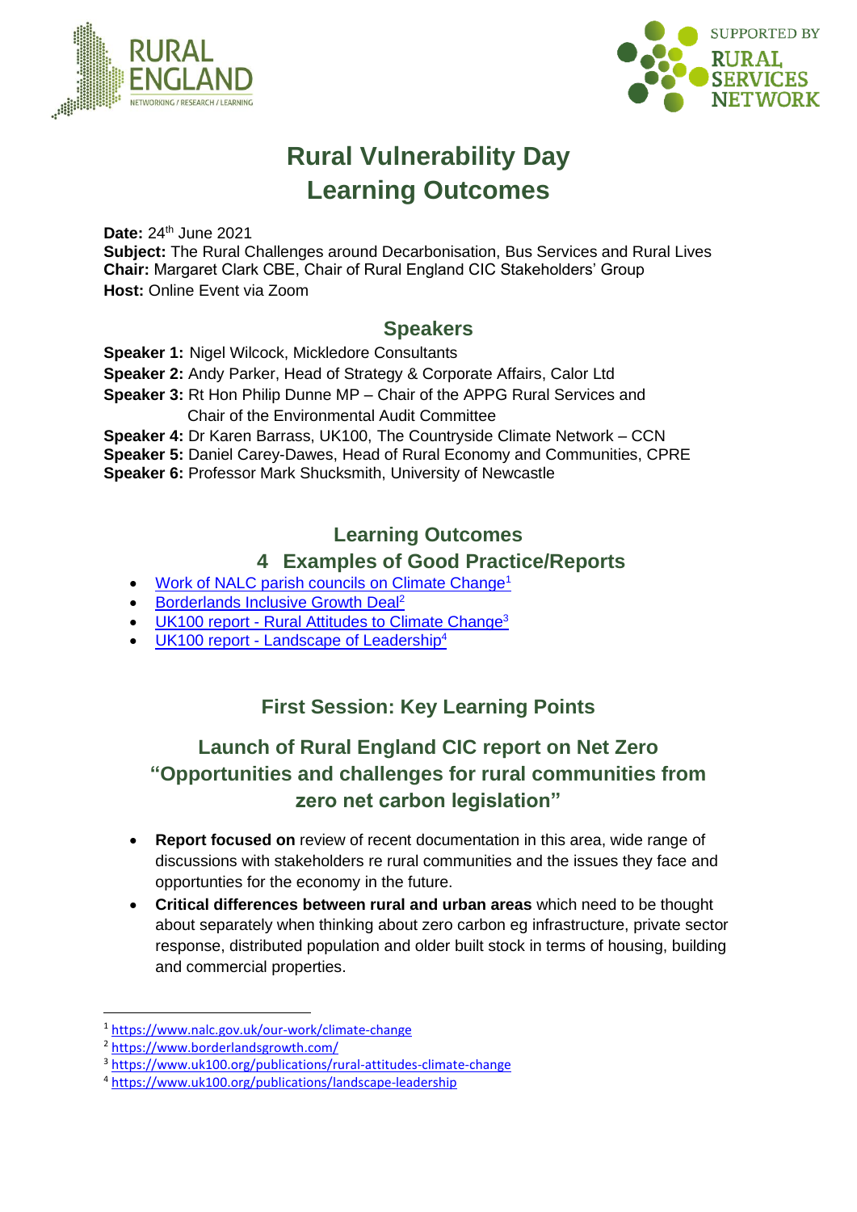# Rural Vulnerability Day
# Learning Outcomes

**Date:** 24th June 2021
**Subject:** The Rural Challenges around Decarbonisation, Bus Services and Rural Lives
**Chair:** Margaret Clark CBE, Chair of Rural England CIC Stakeholders' Group
**Host:** Online Event via Zoom

## Speakers

**Speaker 1:** Nigel Wilcock, Mickledore Consultants
**Speaker 2:** Andy Parker, Head of Strategy & Corporate Affairs, Calor Ltd
**Speaker 3:** Rt Hon Philip Dunne MP – Chair of the APPG Rural Services and Chair of the Environmental Audit Committee
**Speaker 4:** Dr Karen Barrass, UK100, The Countryside Climate Network – CCN
**Speaker 5:** Daniel Carey-Dawes, Head of Rural Economy and Communities, CPRE
**Speaker 6:** Professor Mark Shucksmith, University of Newcastle

## Learning Outcomes

## 4 Examples of Good Practice/Reports

- Work of NALC parish councils on Climate Change[1]
- Borderlands Inclusive Growth Deal[2]
- UK100 report - Rural Attitudes to Climate Change[3]
- UK100 report - Landscape of Leadership[4]

## First Session: Key Learning Points

## Launch of Rural England CIC report on Net Zero "Opportunities and challenges for rural communities from zero net carbon legislation"

- **Report focused on** review of recent documentation in this area, wide range of discussions with stakeholders re rural communities and the issues they face and opportunties for the economy in the future.
- **Critical differences between rural and urban areas** which need to be thought about separately when thinking about zero carbon eg infrastructure, private sector response, distributed population and older built stock in terms of housing, building and commercial properties.

---

[1] https://www.nalc.gov.uk/our-work/climate-change
[2] https://www.borderlandsgrowth.com/
[3] https://www.uk100.org/publications/rural-attitudes-climate-change
[4] https://www.uk100.org/publications/landscape-leadership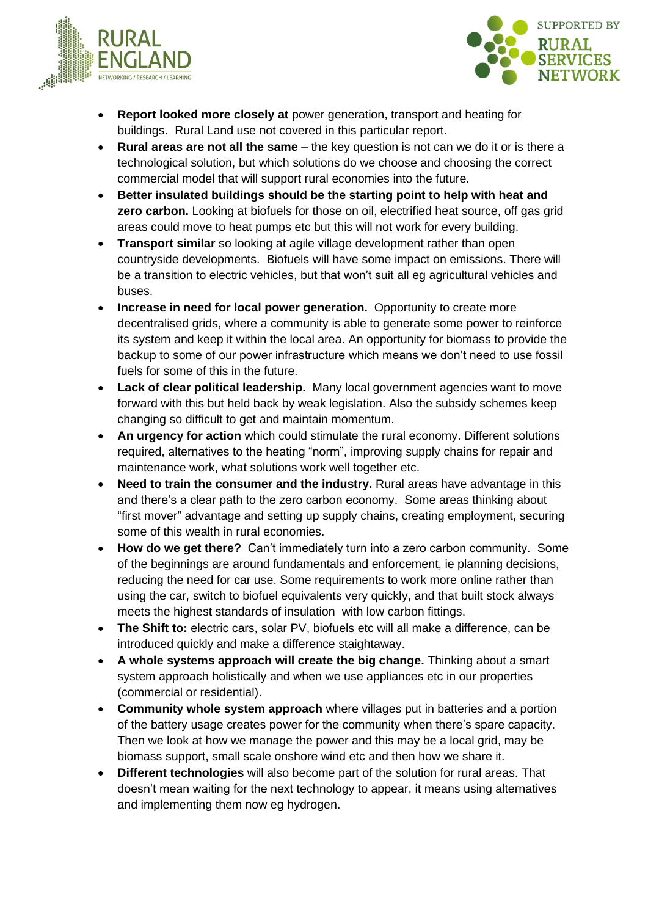- **Report looked more closely at** power generation, transport and heating for buildings. Rural Land use not covered in this particular report.
- **Rural areas are not all the same** – the key question is not can we do it or is there a technological solution, but which solutions do we choose and choosing the correct commercial model that will support rural economies into the future.
- **Better insulated buildings should be the starting point to help with heat and zero carbon.** Looking at biofuels for those on oil, electrified heat source, off gas grid areas could move to heat pumps etc but this will not work for every building.
- **Transport similar** so looking at agile village development rather than open countryside developments. Biofuels will have some impact on emissions. There will be a transition to electric vehicles, but that won't suit all eg agricultural vehicles and buses.
- **Increase in need for local power generation.** Opportunity to create more decentralised grids, where a community is able to generate some power to reinforce its system and keep it within the local area. An opportunity for biomass to provide the backup to some of our power infrastructure which means we don't need to use fossil fuels for some of this in the future.
- **Lack of clear political leadership.** Many local government agencies want to move forward with this but held back by weak legislation. Also the subsidy schemes keep changing so difficult to get and maintain momentum.
- **An urgency for action** which could stimulate the rural economy. Different solutions required, alternatives to the heating "norm", improving supply chains for repair and maintenance work, what solutions work well together etc.
- **Need to train the consumer and the industry.** Rural areas have advantage in this and there's a clear path to the zero carbon economy. Some areas thinking about "first mover" advantage and setting up supply chains, creating employment, securing some of this wealth in rural economies.
- **How do we get there?** Can't immediately turn into a zero carbon community. Some of the beginnings are around fundamentals and enforcement, ie planning decisions, reducing the need for car use. Some requirements to work more online rather than using the car, switch to biofuel equivalents very quickly, and that built stock always meets the highest standards of insulation with low carbon fittings.
- **The Shift to:** electric cars, solar PV, biofuels etc will all make a difference, can be introduced quickly and make a difference staightaway.
- **A whole systems approach will create the big change.** Thinking about a smart system approach holistically and when we use appliances etc in our properties (commercial or residential).
- **Community whole system approach** where villages put in batteries and a portion of the battery usage creates power for the community when there's spare capacity. Then we look at how we manage the power and this may be a local grid, may be biomass support, small scale onshore wind etc and then how we share it.
- **Different technologies** will also become part of the solution for rural areas. That doesn't mean waiting for the next technology to appear, it means using alternatives and implementing them now eg hydrogen.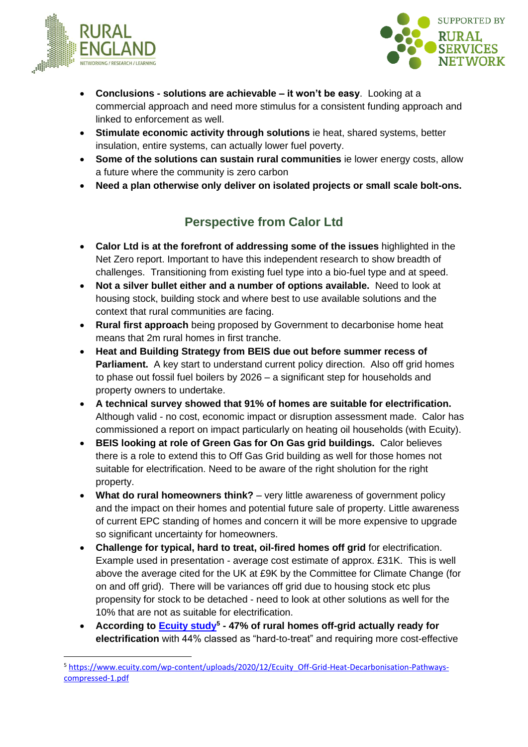- **Conclusions - solutions are achievable – it won't be easy**. Looking at a commercial approach and need more stimulus for a consistent funding approach and linked to enforcement as well.
- **Stimulate economic activity through solutions** ie heat, shared systems, better insulation, entire systems, can actually lower fuel poverty.
- **Some of the solutions can sustain rural communities** ie lower energy costs, allow a future where the community is zero carbon
- **Need a plan otherwise only deliver on isolated projects or small scale bolt-ons.**

## Perspective from Calor Ltd

- **Calor Ltd is at the forefront of addressing some of the issues** highlighted in the Net Zero report. Important to have this independent research to show breadth of challenges. Transitioning from existing fuel type into a bio-fuel type and at speed.
- **Not a silver bullet either and a number of options available.** Need to look at housing stock, building stock and where best to use available solutions and the context that rural communities are facing.
- **Rural first approach** being proposed by Government to decarbonise home heat means that 2m rural homes in first tranche.
- **Heat and Building Strategy from BEIS due out before summer recess of Parliament.** A key start to understand current policy direction. Also off grid homes to phase out fossil fuel boilers by 2026 – a significant step for households and property owners to undertake.
- **A technical survey showed that 91% of homes are suitable for electrification.** Although valid - no cost, economic impact or disruption assessment made. Calor has commissioned a report on impact particularly on heating oil households (with Ecuity).
- **BEIS looking at role of Green Gas for On Gas grid buildings.** Calor believes there is a role to extend this to Off Gas Grid building as well for those homes not suitable for electrification. Need to be aware of the right sholution for the right property.
- **What do rural homeowners think?** – very little awareness of government policy and the impact on their homes and potential future sale of property. Little awareness of current EPC standing of homes and concern it will be more expensive to upgrade so significant uncertainty for homeowners.
- **Challenge for typical, hard to treat, oil-fired homes off grid** for electrification. Example used in presentation - average cost estimate of approx. £31K. This is well above the average cited for the UK at £9K by the Committee for Climate Change (for on and off grid). There will be variances off grid due to housing stock etc plus propensity for stock to be detached - need to look at other solutions as well for the 10% that are not as suitable for electrification.
- **According to [Ecuity study](https://www.ecuity.com/wp-content/uploads/2020/12/Ecuity_Off-Grid-Heat-Decarbonisation-Pathways-compressed-1.pdf)[5] - 47% of rural homes off-grid actually ready for electrification** with 44% classed as "hard-to-treat" and requiring more cost-effective

[5] https://www.ecuity.com/wp-content/uploads/2020/12/Ecuity_Off-Grid-Heat-Decarbonisation-Pathways-compressed-1.pdf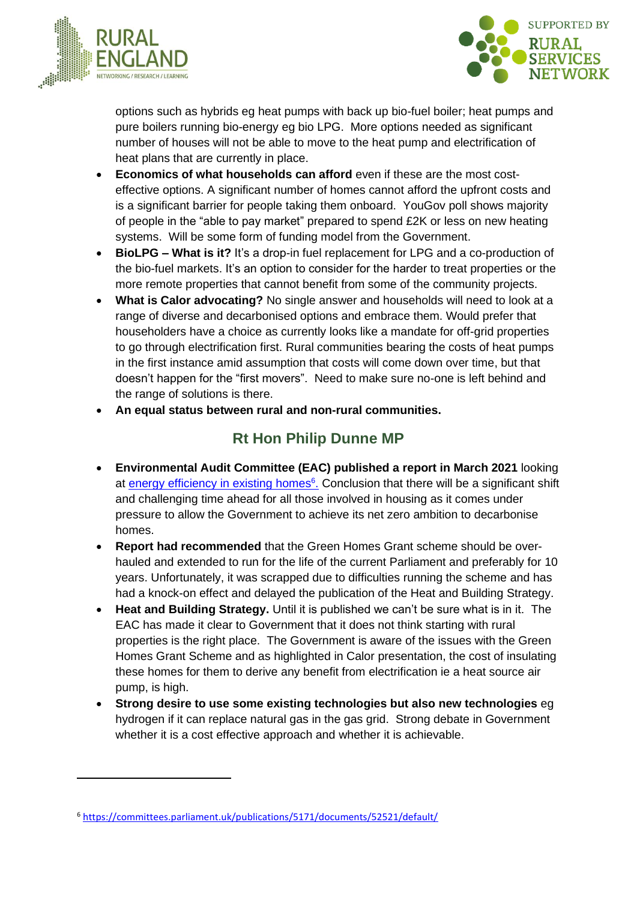options such as hybrids eg heat pumps with back up bio-fuel boiler; heat pumps and pure boilers running bio-energy eg bio LPG. More options needed as significant number of houses will not be able to move to the heat pump and electrification of heat plans that are currently in place.

- **Economics of what households can afford** even if these are the most cost-effective options. A significant number of homes cannot afford the upfront costs and is a significant barrier for people taking them onboard. YouGov poll shows majority of people in the "able to pay market" prepared to spend £2K or less on new heating systems. Will be some form of funding model from the Government.
- **BioLPG – What is it?** It's a drop-in fuel replacement for LPG and a co-production of the bio-fuel markets. It's an option to consider for the harder to treat properties or the more remote properties that cannot benefit from some of the community projects.
- **What is Calor advocating?** No single answer and households will need to look at a range of diverse and decarbonised options and embrace them. Would prefer that householders have a choice as currently looks like a mandate for off-grid properties to go through electrification first. Rural communities bearing the costs of heat pumps in the first instance amid assumption that costs will come down over time, but that doesn't happen for the "first movers". Need to make sure no-one is left behind and the range of solutions is there.
- **An equal status between rural and non-rural communities.**

## Rt Hon Philip Dunne MP

- **Environmental Audit Committee (EAC) published a report in March 2021** looking at energy efficiency in existing homes[6]. Conclusion that there will be a significant shift and challenging time ahead for all those involved in housing as it comes under pressure to allow the Government to achieve its net zero ambition to decarbonise homes.
- **Report had recommended** that the Green Homes Grant scheme should be over-hauled and extended to run for the life of the current Parliament and preferably for 10 years. Unfortunately, it was scrapped due to difficulties running the scheme and has had a knock-on effect and delayed the publication of the Heat and Building Strategy.
- **Heat and Building Strategy.** Until it is published we can't be sure what is in it. The EAC has made it clear to Government that it does not think starting with rural properties is the right place. The Government is aware of the issues with the Green Homes Grant Scheme and as highlighted in Calor presentation, the cost of insulating these homes for them to derive any benefit from electrification ie a heat source air pump, is high.
- **Strong desire to use some existing technologies but also new technologies** eg hydrogen if it can replace natural gas in the gas grid. Strong debate in Government whether it is a cost effective approach and whether it is achievable.

[6] https://committees.parliament.uk/publications/5171/documents/52521/default/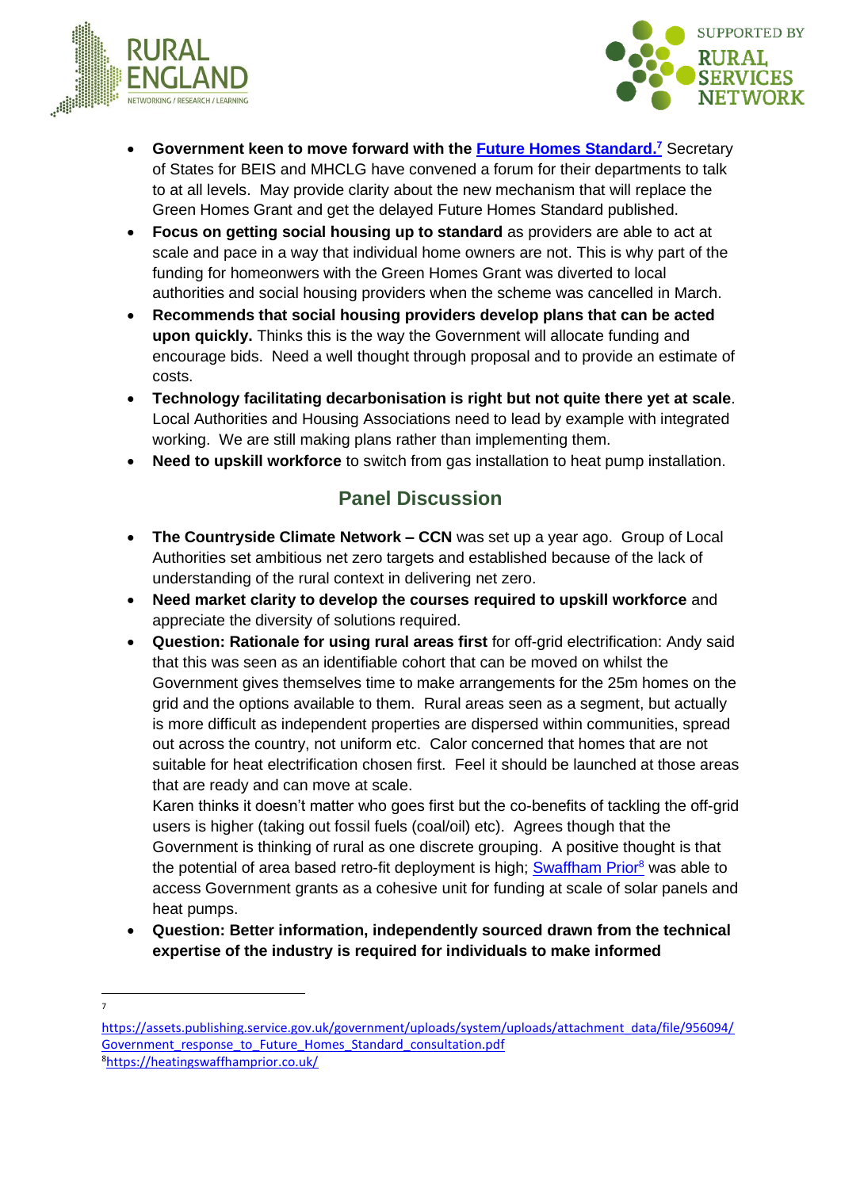- **Government keen to move forward with the [Future Homes Standard.](https://assets.publishing.service.gov.uk/government/uploads/system/uploads/attachment_data/file/956094/Government_response_to_Future_Homes_Standard_consultation.pdf)[7]** Secretary of States for BEIS and MHCLG have convened a forum for their departments to talk to at all levels. May provide clarity about the new mechanism that will replace the Green Homes Grant and get the delayed Future Homes Standard published.
- **Focus on getting social housing up to standard** as providers are able to act at scale and pace in a way that individual home owners are not. This is why part of the funding for homeowners with the Green Homes Grant was diverted to local authorities and social housing providers when the scheme was cancelled in March.
- **Recommends that social housing providers develop plans that can be acted upon quickly.** Thinks this is the way the Government will allocate funding and encourage bids. Need a well thought through proposal and to provide an estimate of costs.
- **Technology facilitating decarbonisation is right but not quite there yet at scale**. Local Authorities and Housing Associations need to lead by example with integrated working. We are still making plans rather than implementing them.
- **Need to upskill workforce** to switch from gas installation to heat pump installation.

## Panel Discussion

- **The Countryside Climate Network – CCN** was set up a year ago. Group of Local Authorities set ambitious net zero targets and established because of the lack of understanding of the rural context in delivering net zero.
- **Need market clarity to develop the courses required to upskill workforce** and appreciate the diversity of solutions required.
- **Question: Rationale for using rural areas first** for off-grid electrification: Andy said that this was seen as an identifiable cohort that can be moved on whilst the Government gives themselves time to make arrangements for the 25m homes on the grid and the options available to them. Rural areas seen as a segment, but actually is more difficult as independent properties are dispersed within communities, spread out across the country, not uniform etc. Calor concerned that homes that are not suitable for heat electrification chosen first. Feel it should be launched at those areas that are ready and can move at scale.

  Karen thinks it doesn't matter who goes first but the co-benefits of tackling the off-grid users is higher (taking out fossil fuels (coal/oil) etc). Agrees though that the Government is thinking of rural as one discrete grouping. A positive thought is that the potential of area based retro-fit deployment is high; [Swaffham Prior](https://heatingswaffhamprior.co.uk/)[8] was able to access Government grants as a cohesive unit for funding at scale of solar panels and heat pumps.
- **Question: Better information, independently sourced drawn from the technical expertise of the industry is required for individuals to make informed**

---

[7] https://assets.publishing.service.gov.uk/government/uploads/system/uploads/attachment_data/file/956094/Government_response_to_Future_Homes_Standard_consultation.pdf

[8] https://heatingswaffhamprior.co.uk/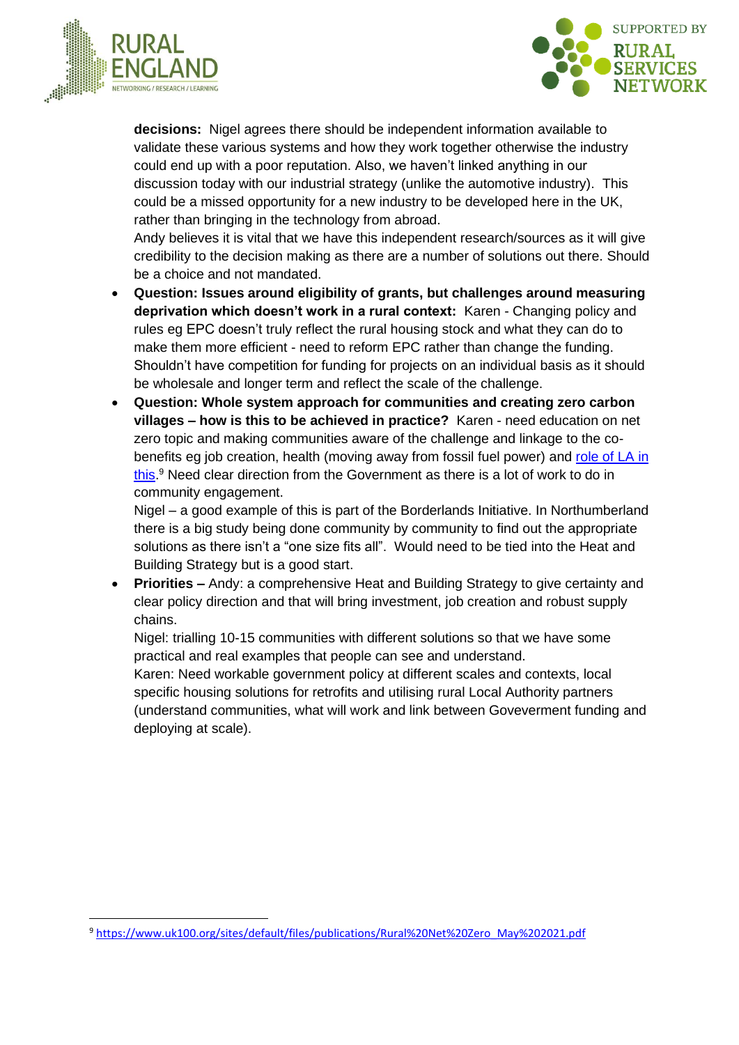**decisions:** Nigel agrees there should be independent information available to validate these various systems and how they work together otherwise the industry could end up with a poor reputation. Also, we haven't linked anything in our discussion today with our industrial strategy (unlike the automotive industry). This could be a missed opportunity for a new industry to be developed here in the UK, rather than bringing in the technology from abroad.
Andy believes it is vital that we have this independent research/sources as it will give credibility to the decision making as there are a number of solutions out there. Should be a choice and not mandated.

- **Question: Issues around eligibility of grants, but challenges around measuring deprivation which doesn't work in a rural context:** Karen - Changing policy and rules eg EPC doesn't truly reflect the rural housing stock and what they can do to make them more efficient - need to reform EPC rather than change the funding. Shouldn't have competition for funding for projects on an individual basis as it should be wholesale and longer term and reflect the scale of the challenge.
- **Question: Whole system approach for communities and creating zero carbon villages – how is this to be achieved in practice?** Karen - need education on net zero topic and making communities aware of the challenge and linkage to the co-benefits eg job creation, health (moving away from fossil fuel power) and [role of LA in this](https://www.uk100.org/sites/default/files/publications/Rural%20Net%20Zero_May%202021.pdf).[9] Need clear direction from the Government as there is a lot of work to do in community engagement.
  Nigel – a good example of this is part of the Borderlands Initiative. In Northumberland there is a big study being done community by community to find out the appropriate solutions as there isn't a "one size fits all". Would need to be tied into the Heat and Building Strategy but is a good start.
- **Priorities –** Andy: a comprehensive Heat and Building Strategy to give certainty and clear policy direction and that will bring investment, job creation and robust supply chains.
  Nigel: trialling 10-15 communities with different solutions so that we have some practical and real examples that people can see and understand.
  Karen: Need workable government policy at different scales and contexts, local specific housing solutions for retrofits and utilising rural Local Authority partners (understand communities, what will work and link between Goveverment funding and deploying at scale).

---

[9] https://www.uk100.org/sites/default/files/publications/Rural%20Net%20Zero_May%202021.pdf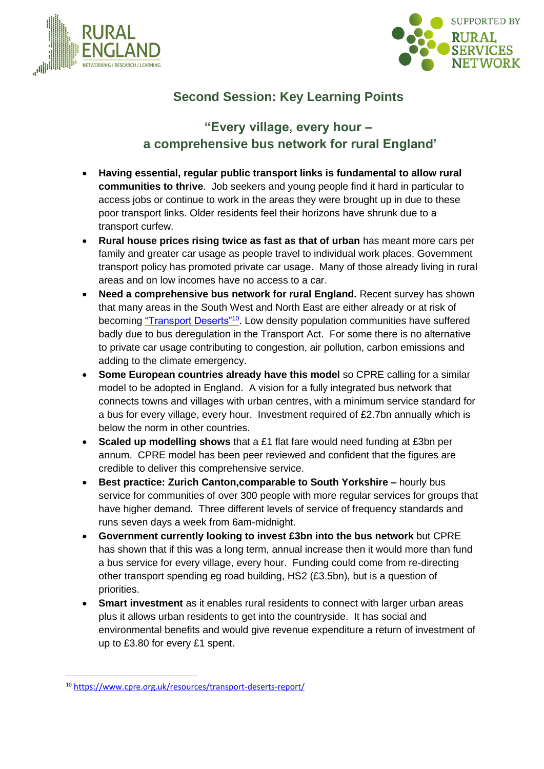## Second Session: Key Learning Points

### "Every village, every hour – a comprehensive bus network for rural England'

- **Having essential, regular public transport links is fundamental to allow rural communities to thrive**. Job seekers and young people find it hard in particular to access jobs or continue to work in the areas they were brought up in due to these poor transport links. Older residents feel their horizons have shrunk due to a transport curfew.
- **Rural house prices rising twice as fast as that of urban** has meant more cars per family and greater car usage as people travel to individual work places. Government transport policy has promoted private car usage. Many of those already living in rural areas and on low incomes have no access to a car.
- **Need a comprehensive bus network for rural England.** Recent survey has shown that many areas in the South West and North East are either already or at risk of becoming "Transport Deserts"[10]. Low density population communities have suffered badly due to bus deregulation in the Transport Act. For some there is no alternative to private car usage contributing to congestion, air pollution, carbon emissions and adding to the climate emergency.
- **Some European countries already have this model** so CPRE calling for a similar model to be adopted in England. A vision for a fully integrated bus network that connects towns and villages with urban centres, with a minimum service standard for a bus for every village, every hour. Investment required of £2.7bn annually which is below the norm in other countries.
- **Scaled up modelling shows** that a £1 flat fare would need funding at £3bn per annum. CPRE model has been peer reviewed and confident that the figures are credible to deliver this comprehensive service.
- **Best practice: Zurich Canton,comparable to South Yorkshire –** hourly bus service for communities of over 300 people with more regular services for groups that have higher demand. Three different levels of service of frequency standards and runs seven days a week from 6am-midnight.
- **Government currently looking to invest £3bn into the bus network** but CPRE has shown that if this was a long term, annual increase then it would more than fund a bus service for every village, every hour. Funding could come from re-directing other transport spending eg road building, HS2 (£3.5bn), but is a question of priorities.
- **Smart investment** as it enables rural residents to connect with larger urban areas plus it allows urban residents to get into the countryside. It has social and environmental benefits and would give revenue expenditure a return of investment of up to £3.80 for every £1 spent.

---

[10] https://www.cpre.org.uk/resources/transport-deserts-report/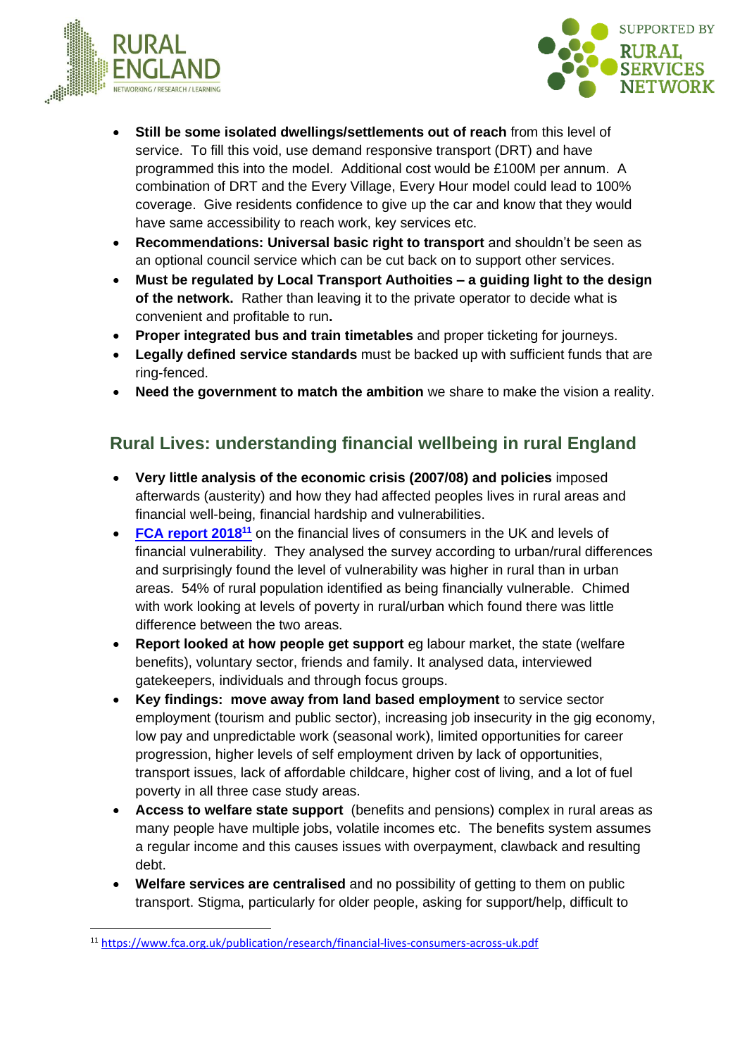- **Still be some isolated dwellings/settlements out of reach** from this level of service. To fill this void, use demand responsive transport (DRT) and have programmed this into the model. Additional cost would be £100M per annum. A combination of DRT and the Every Village, Every Hour model could lead to 100% coverage. Give residents confidence to give up the car and know that they would have same accessibility to reach work, key services etc.
- **Recommendations: Universal basic right to transport** and shouldn't be seen as an optional council service which can be cut back on to support other services.
- **Must be regulated by Local Transport Authoities – a guiding light to the design of the network.** Rather than leaving it to the private operator to decide what is convenient and profitable to run**.**
- **Proper integrated bus and train timetables** and proper ticketing for journeys.
- **Legally defined service standards** must be backed up with sufficient funds that are ring-fenced.
- **Need the government to match the ambition** we share to make the vision a reality.

## Rural Lives: understanding financial wellbeing in rural England

- **Very little analysis of the economic crisis (2007/08) and policies** imposed afterwards (austerity) and how they had affected peoples lives in rural areas and financial well-being, financial hardship and vulnerabilities.
- **FCA report 2018**[11] on the financial lives of consumers in the UK and levels of financial vulnerability. They analysed the survey according to urban/rural differences and surprisingly found the level of vulnerability was higher in rural than in urban areas. 54% of rural population identified as being financially vulnerable. Chimed with work looking at levels of poverty in rural/urban which found there was little difference between the two areas.
- **Report looked at how people get support** eg labour market, the state (welfare benefits), voluntary sector, friends and family. It analysed data, interviewed gatekeepers, individuals and through focus groups.
- **Key findings: move away from land based employment** to service sector employment (tourism and public sector), increasing job insecurity in the gig economy, low pay and unpredictable work (seasonal work), limited opportunities for career progression, higher levels of self employment driven by lack of opportunities, transport issues, lack of affordable childcare, higher cost of living, and a lot of fuel poverty in all three case study areas.
- **Access to welfare state support** (benefits and pensions) complex in rural areas as many people have multiple jobs, volatile incomes etc. The benefits system assumes a regular income and this causes issues with overpayment, clawback and resulting debt.
- **Welfare services are centralised** and no possibility of getting to them on public transport. Stigma, particularly for older people, asking for support/help, difficult to

[11] https://www.fca.org.uk/publication/research/financial-lives-consumers-across-uk.pdf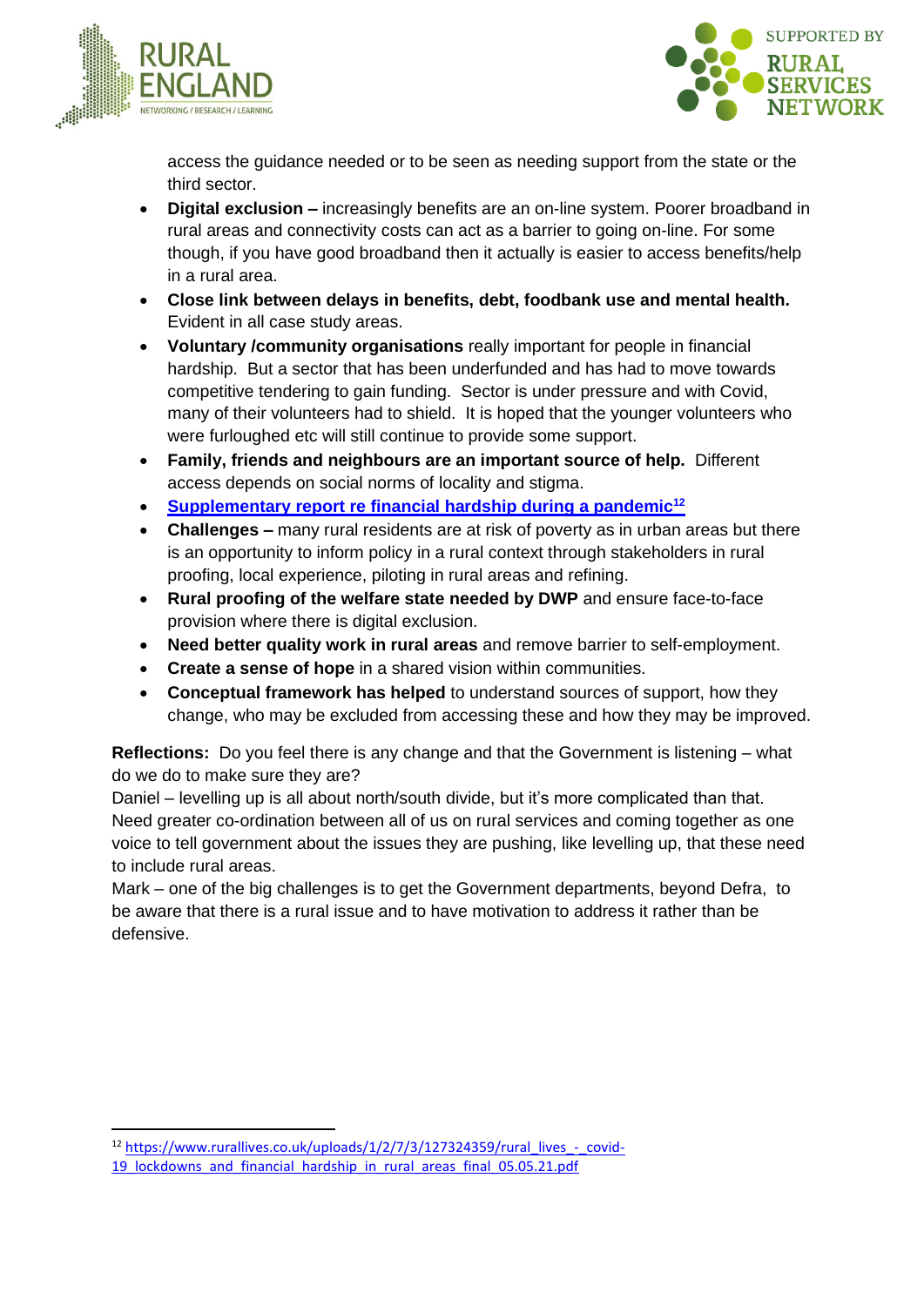access the guidance needed or to be seen as needing support from the state or the third sector.

- **Digital exclusion –** increasingly benefits are an on-line system. Poorer broadband in rural areas and connectivity costs can act as a barrier to going on-line. For some though, if you have good broadband then it actually is easier to access benefits/help in a rural area.
- **Close link between delays in benefits, debt, foodbank use and mental health.** Evident in all case study areas.
- **Voluntary /community organisations** really important for people in financial hardship. But a sector that has been underfunded and has had to move towards competitive tendering to gain funding. Sector is under pressure and with Covid, many of their volunteers had to shield. It is hoped that the younger volunteers who were furloughed etc will still continue to provide some support.
- **Family, friends and neighbours are an important source of help.** Different access depends on social norms of locality and stigma.
- **Supplementary report re financial hardship during a pandemic**[12]
- **Challenges –** many rural residents are at risk of poverty as in urban areas but there is an opportunity to inform policy in a rural context through stakeholders in rural proofing, local experience, piloting in rural areas and refining.
- **Rural proofing of the welfare state needed by DWP** and ensure face-to-face provision where there is digital exclusion.
- **Need better quality work in rural areas** and remove barrier to self-employment.
- **Create a sense of hope** in a shared vision within communities.
- **Conceptual framework has helped** to understand sources of support, how they change, who may be excluded from accessing these and how they may be improved.

**Reflections:** Do you feel there is any change and that the Government is listening – what do we do to make sure they are?

Daniel – levelling up is all about north/south divide, but it's more complicated than that. Need greater co-ordination between all of us on rural services and coming together as one voice to tell government about the issues they are pushing, like levelling up, that these need to include rural areas.

Mark – one of the big challenges is to get the Government departments, beyond Defra, to be aware that there is a rural issue and to have motivation to address it rather than be defensive.

---

[12] https://www.rurallives.co.uk/uploads/1/2/7/3/127324359/rural_lives_-_covid-19_lockdowns_and_financial_hardship_in_rural_areas_final_05.05.21.pdf